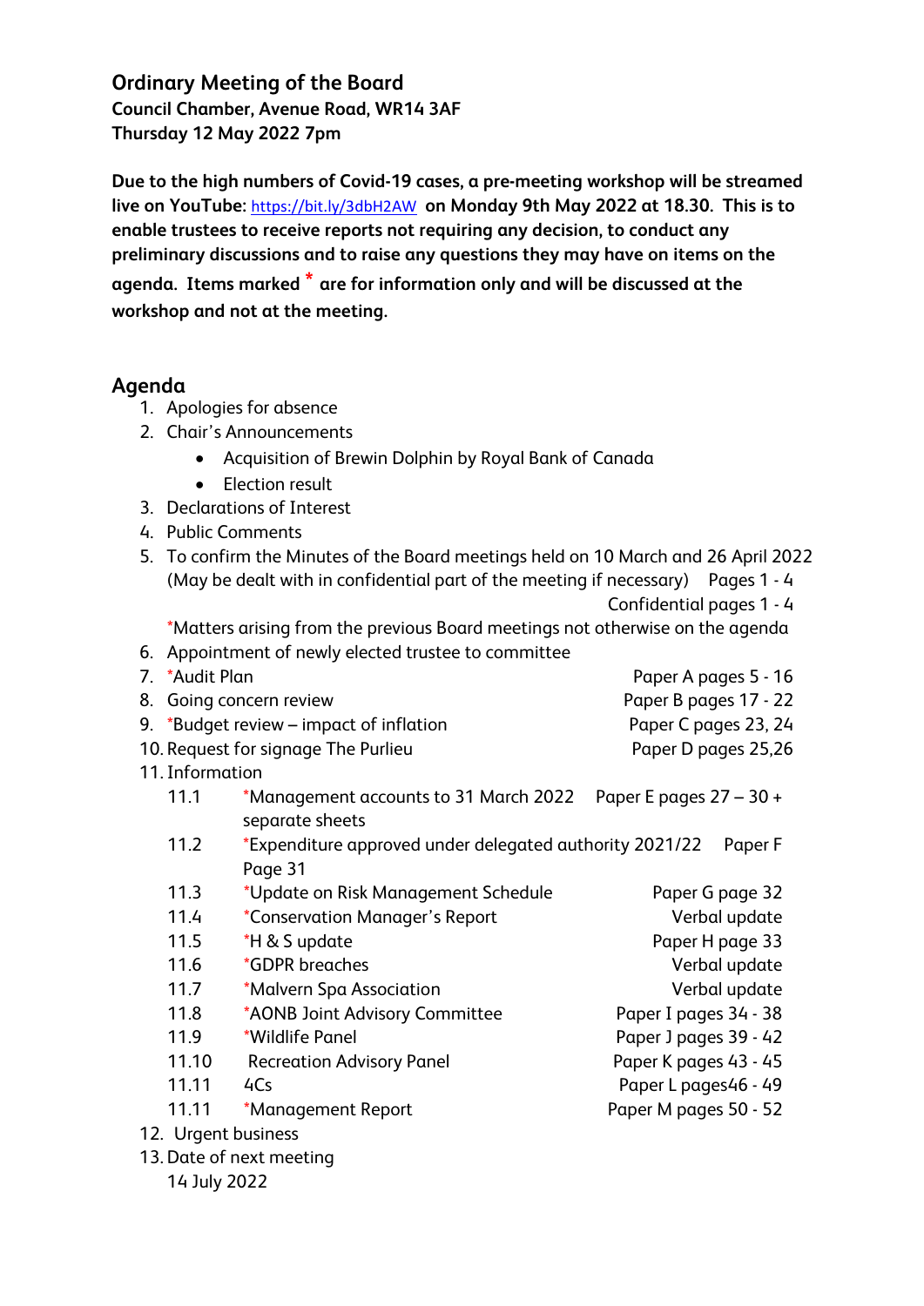## Ordinary Meeting of the Board

**Council Chamber, Avenue Road, WR14 3AF**
**Thursday 12 May 2022 7pm**

**Due to the high numbers of Covid-19 cases, a pre-meeting workshop will be streamed live on YouTube: https://bit.ly/3dbH2AW on Monday 9th May 2022 at 18.30. This is to enable trustees to receive reports not requiring any decision, to conduct any preliminary discussions and to raise any questions they may have on items on the agenda. Items marked * are for information only and will be discussed at the workshop and not at the meeting.**

## Agenda

1. Apologies for absence
2. Chair's Announcements
   - Acquisition of Brewin Dolphin by Royal Bank of Canada
   - Election result
3. Declarations of Interest
4. Public Comments
5. To confirm the Minutes of the Board meetings held on 10 March and 26 April 2022 (May be dealt with in confidential part of the meeting if necessary) — Pages 1 - 4; Confidential pages 1 - 4

   *Matters arising from the previous Board meetings not otherwise on the agenda
6. Appointment of newly elected trustee to committee
7. *Audit Plan — Paper A pages 5 - 16
8. Going concern review — Paper B pages 17 - 22
9. *Budget review – impact of inflation — Paper C pages 23, 24
10. Request for signage The Purlieu — Paper D pages 25,26
11. Information

| | | |
|---|---|---|
| 11.1 | *Management accounts to 31 March 2022 | Paper E pages 27 – 30 + separate sheets |
| 11.2 | *Expenditure approved under delegated authority 2021/22 | Paper F Page 31 |
| 11.3 | *Update on Risk Management Schedule | Paper G page 32 |
| 11.4 | *Conservation Manager's Report | Verbal update |
| 11.5 | *H & S update | Paper H page 33 |
| 11.6 | *GDPR breaches | Verbal update |
| 11.7 | *Malvern Spa Association | Verbal update |
| 11.8 | *AONB Joint Advisory Committee | Paper I pages 34 - 38 |
| 11.9 | *Wildlife Panel | Paper J pages 39 - 42 |
| 11.10 | Recreation Advisory Panel | Paper K pages 43 - 45 |
| 11.11 | 4Cs | Paper L pages46 - 49 |
| 11.11 | *Management Report | Paper M pages 50 - 52 |

12. Urgent business
13. Date of next meeting

    14 July 2022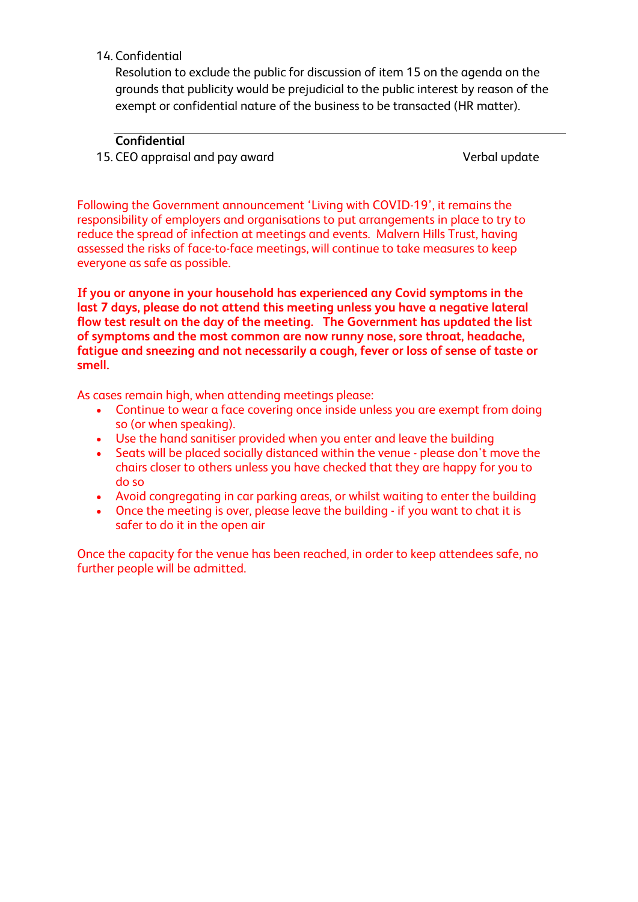14. Confidential

    Resolution to exclude the public for discussion of item 15 on the agenda on the grounds that publicity would be prejudicial to the public interest by reason of the exempt or confidential nature of the business to be transacted (HR matter).

---

**Confidential**

15. CEO appraisal and pay award — Verbal update

Following the Government announcement 'Living with COVID-19', it remains the responsibility of employers and organisations to put arrangements in place to try to reduce the spread of infection at meetings and events. Malvern Hills Trust, having assessed the risks of face-to-face meetings, will continue to take measures to keep everyone as safe as possible.

**If you or anyone in your household has experienced any Covid symptoms in the last 7 days, please do not attend this meeting unless you have a negative lateral flow test result on the day of the meeting. The Government has updated the list of symptoms and the most common are now runny nose, sore throat, headache, fatigue and sneezing and not necessarily a cough, fever or loss of sense of taste or smell.**

As cases remain high, when attending meetings please:

- Continue to wear a face covering once inside unless you are exempt from doing so (or when speaking).
- Use the hand sanitiser provided when you enter and leave the building
- Seats will be placed socially distanced within the venue - please don't move the chairs closer to others unless you have checked that they are happy for you to do so
- Avoid congregating in car parking areas, or whilst waiting to enter the building
- Once the meeting is over, please leave the building - if you want to chat it is safer to do it in the open air

Once the capacity for the venue has been reached, in order to keep attendees safe, no further people will be admitted.